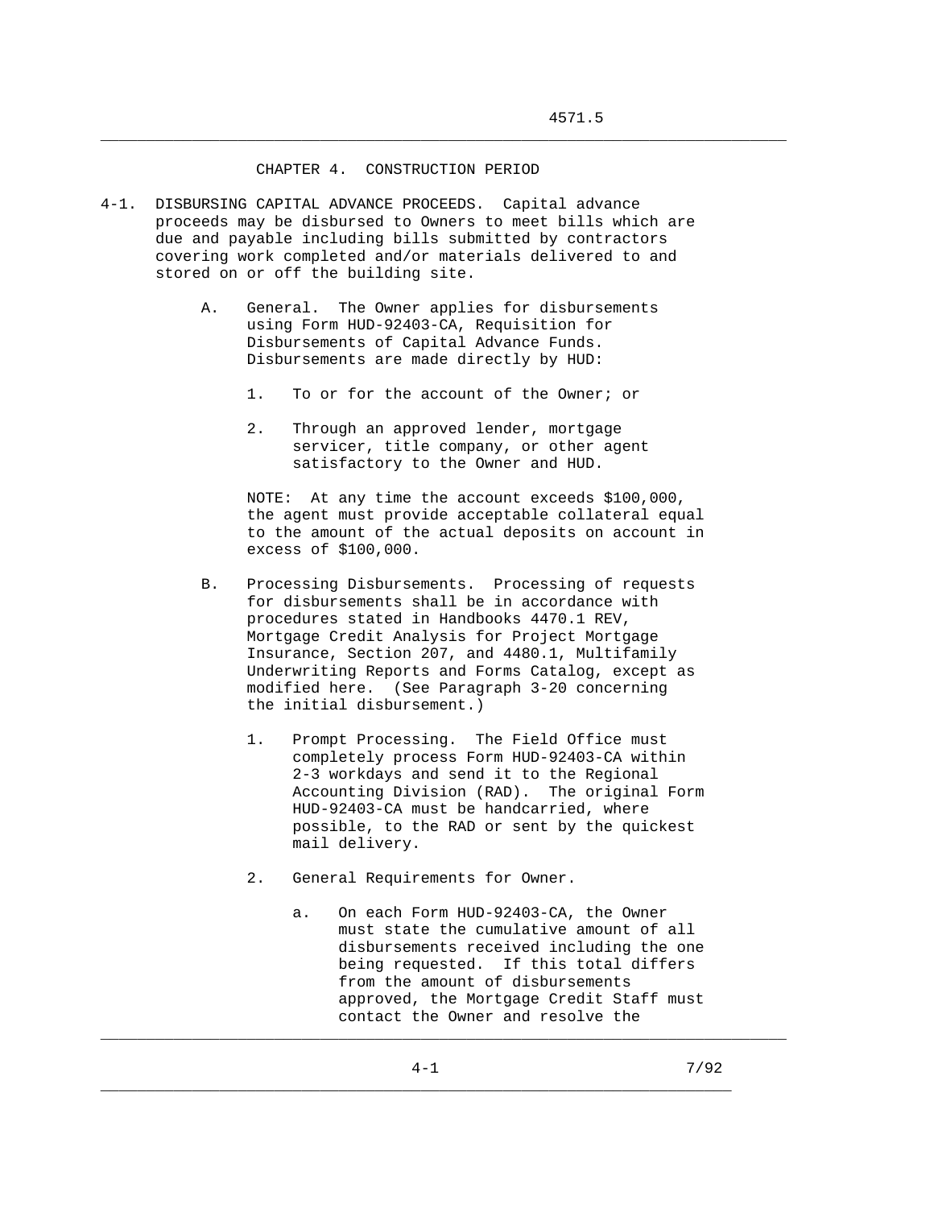# CHAPTER 4. CONSTRUCTION PERIOD

4-1. DISBURSING CAPITAL ADVANCE PROCEEDS. Capital advance proceeds may be disbursed to Owners to meet bills which are due and payable including bills submitted by contractors covering work completed and/or materials delivered to and stored on or off the building site.

A. General. The Owner applies for disbursements using Form HUD-92403-CA, Requisition for Disbursements of Capital Advance Funds. Disbursements are made directly by HUD:

1. To or for the account of the Owner; or

2. Through an approved lender, mortgage servicer, title company, or other agent satisfactory to the Owner and HUD.

NOTE: At any time the account exceeds $100,000, the agent must provide acceptable collateral equal to the amount of the actual deposits on account in excess of $100,000.

B. Processing Disbursements. Processing of requests for disbursements shall be in accordance with procedures stated in Handbooks 4470.1 REV, Mortgage Credit Analysis for Project Mortgage Insurance, Section 207, and 4480.1, Multifamily Underwriting Reports and Forms Catalog, except as modified here. (See Paragraph 3-20 concerning the initial disbursement.)

1. Prompt Processing. The Field Office must completely process Form HUD-92403-CA within 2-3 workdays and send it to the Regional Accounting Division (RAD). The original Form HUD-92403-CA must be handcarried, where possible, to the RAD or sent by the quickest mail delivery.

2. General Requirements for Owner.

a. On each Form HUD-92403-CA, the Owner must state the cumulative amount of all disbursements received including the one being requested. If this total differs from the amount of disbursements approved, the Mortgage Credit Staff must contact the Owner and resolve the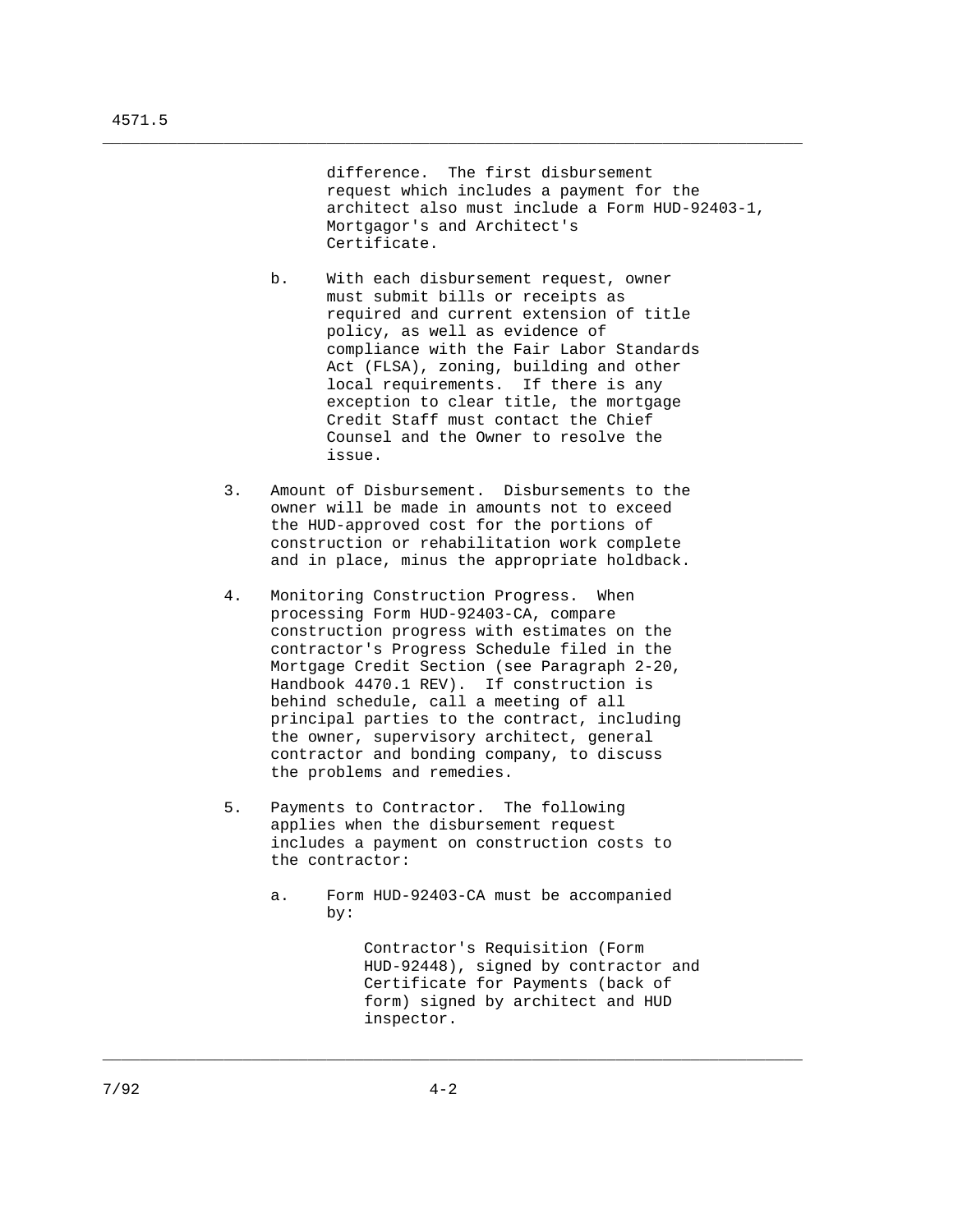difference. The first disbursement request which includes a payment for the architect also must include a Form HUD-92403-1, Mortgagor's and Architect's Certificate.

b. With each disbursement request, owner must submit bills or receipts as required and current extension of title policy, as well as evidence of compliance with the Fair Labor Standards Act (FLSA), zoning, building and other local requirements. If there is any exception to clear title, the mortgage Credit Staff must contact the Chief Counsel and the Owner to resolve the issue.

3. Amount of Disbursement. Disbursements to the owner will be made in amounts not to exceed the HUD-approved cost for the portions of construction or rehabilitation work complete and in place, minus the appropriate holdback.

4. Monitoring Construction Progress. When processing Form HUD-92403-CA, compare construction progress with estimates on the contractor's Progress Schedule filed in the Mortgage Credit Section (see Paragraph 2-20, Handbook 4470.1 REV). If construction is behind schedule, call a meeting of all principal parties to the contract, including the owner, supervisory architect, general contractor and bonding company, to discuss the problems and remedies.

5. Payments to Contractor. The following applies when the disbursement request includes a payment on construction costs to the contractor:

   a. Form HUD-92403-CA must be accompanied by:

      Contractor's Requisition (Form HUD-92448), signed by contractor and Certificate for Payments (back of form) signed by architect and HUD inspector.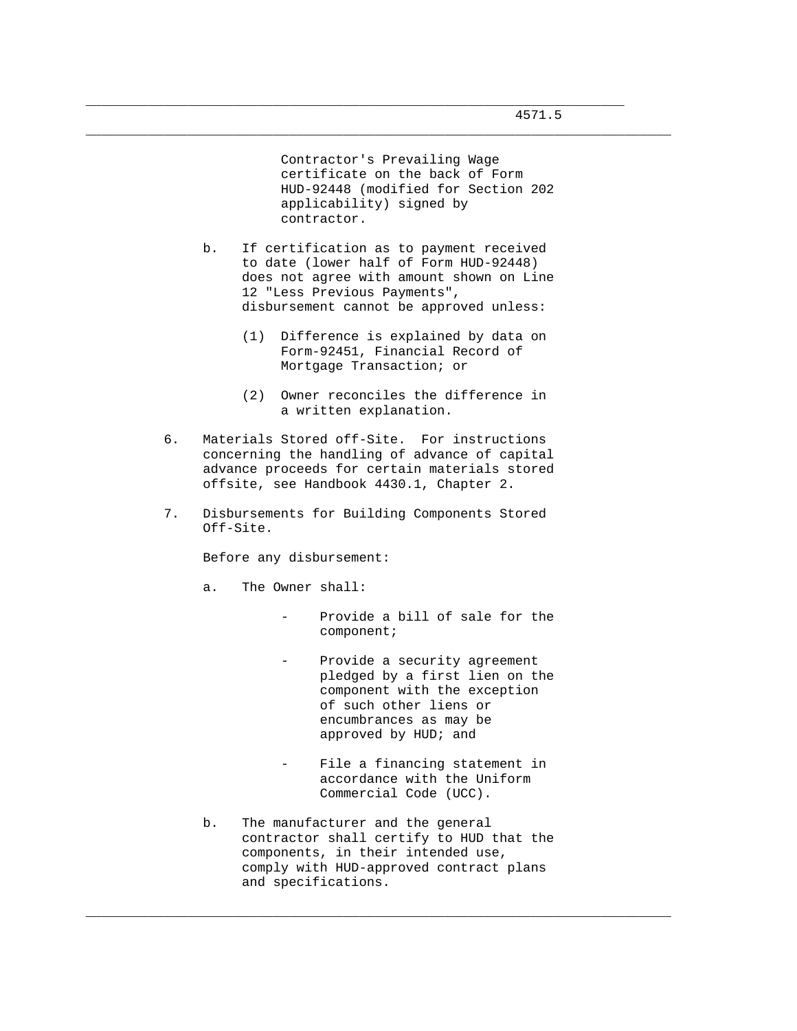Contractor's Prevailing Wage certificate on the back of Form HUD-92448 (modified for Section 202 applicability) signed by contractor.

b. If certification as to payment received to date (lower half of Form HUD-92448) does not agree with amount shown on Line 12 "Less Previous Payments", disbursement cannot be approved unless:

   (1) Difference is explained by data on Form-92451, Financial Record of Mortgage Transaction; or

   (2) Owner reconciles the difference in a written explanation.

6. Materials Stored off-Site. For instructions concerning the handling of advance of capital advance proceeds for certain materials stored offsite, see Handbook 4430.1, Chapter 2.

7. Disbursements for Building Components Stored Off-Site.

   Before any disbursement:

   a. The Owner shall:

      - Provide a bill of sale for the component;

      - Provide a security agreement pledged by a first lien on the component with the exception of such other liens or encumbrances as may be approved by HUD; and

      - File a financing statement in accordance with the Uniform Commercial Code (UCC).

   b. The manufacturer and the general contractor shall certify to HUD that the components, in their intended use, comply with HUD-approved contract plans and specifications.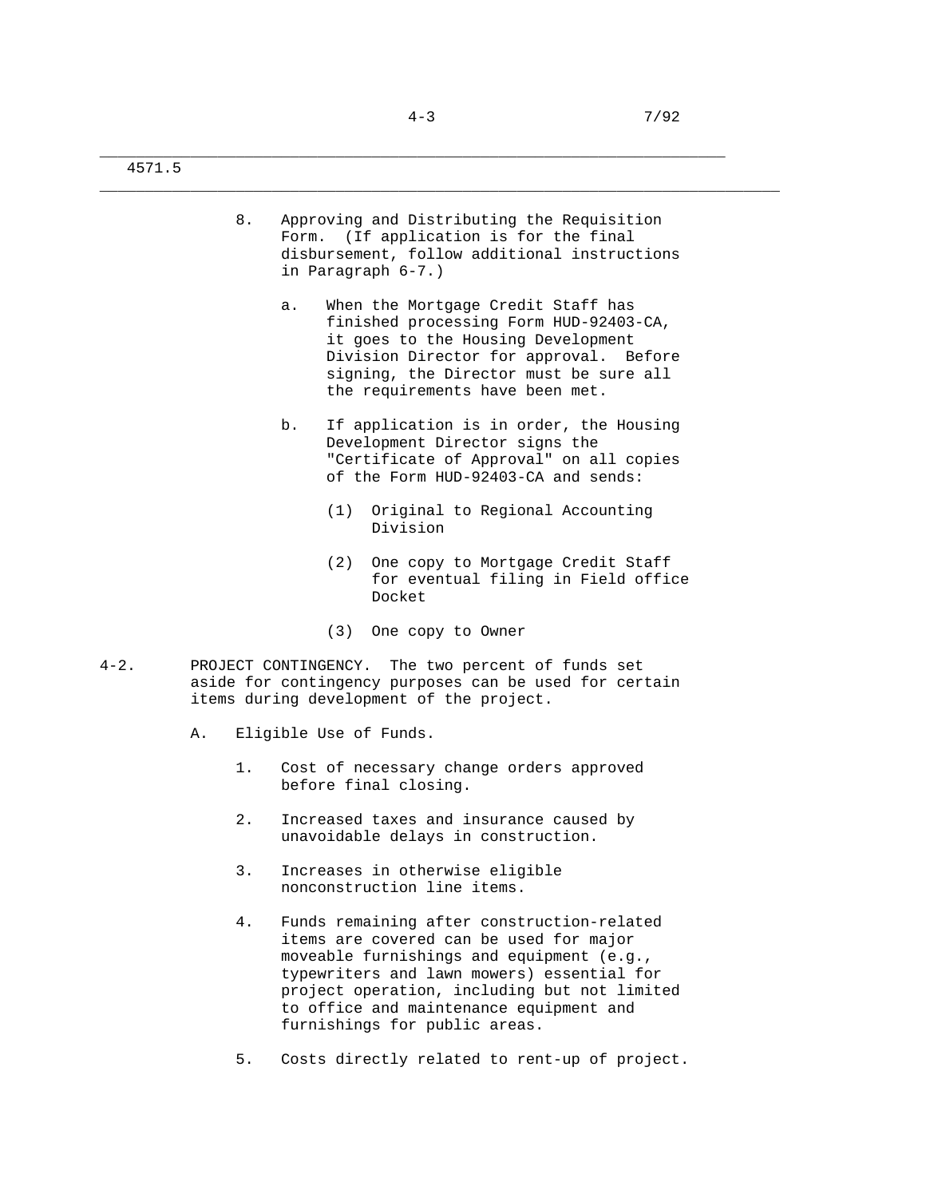8. Approving and Distributing the Requisition Form. (If application is for the final disbursement, follow additional instructions in Paragraph 6-7.)

   a. When the Mortgage Credit Staff has finished processing Form HUD-92403-CA, it goes to the Housing Development Division Director for approval. Before signing, the Director must be sure all the requirements have been met.

   b. If application is in order, the Housing Development Director signs the "Certificate of Approval" on all copies of the Form HUD-92403-CA and sends:

      (1) Original to Regional Accounting Division

      (2) One copy to Mortgage Credit Staff for eventual filing in Field office Docket

      (3) One copy to Owner

4-2. PROJECT CONTINGENCY. The two percent of funds set aside for contingency purposes can be used for certain items during development of the project.

A. Eligible Use of Funds.

1. Cost of necessary change orders approved before final closing.

2. Increased taxes and insurance caused by unavoidable delays in construction.

3. Increases in otherwise eligible nonconstruction line items.

4. Funds remaining after construction-related items are covered can be used for major moveable furnishings and equipment (e.g., typewriters and lawn mowers) essential for project operation, including but not limited to office and maintenance equipment and furnishings for public areas.

5. Costs directly related to rent-up of project.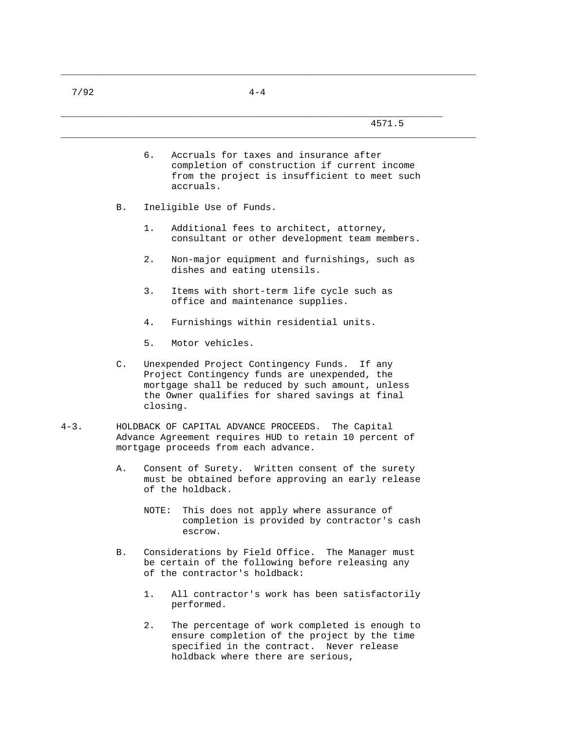6. Accruals for taxes and insurance after completion of construction if current income from the project is insufficient to meet such accruals.

B. Ineligible Use of Funds.

1. Additional fees to architect, attorney, consultant or other development team members.

2. Non-major equipment and furnishings, such as dishes and eating utensils.

3. Items with short-term life cycle such as office and maintenance supplies.

4. Furnishings within residential units.

5. Motor vehicles.

C. Unexpended Project Contingency Funds. If any Project Contingency funds are unexpended, the mortgage shall be reduced by such amount, unless the Owner qualifies for shared savings at final closing.

4-3. HOLDBACK OF CAPITAL ADVANCE PROCEEDS. The Capital Advance Agreement requires HUD to retain 10 percent of mortgage proceeds from each advance.

A. Consent of Surety. Written consent of the surety must be obtained before approving an early release of the holdback.

NOTE: This does not apply where assurance of completion is provided by contractor's cash escrow.

B. Considerations by Field Office. The Manager must be certain of the following before releasing any of the contractor's holdback:

1. All contractor's work has been satisfactorily performed.

2. The percentage of work completed is enough to ensure completion of the project by the time specified in the contract. Never release holdback where there are serious,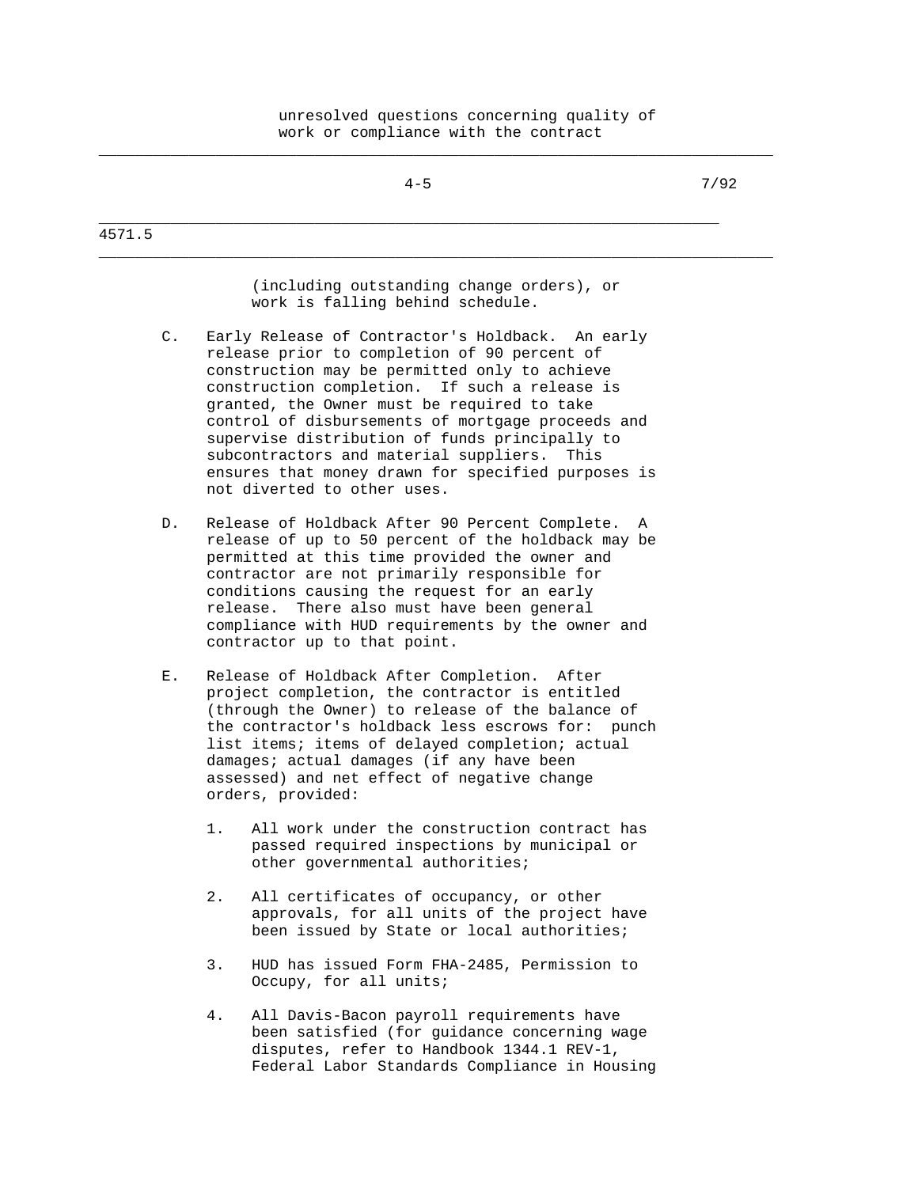unresolved questions concerning quality of work or compliance with the contract (including outstanding change orders), or work is falling behind schedule.

C. Early Release of Contractor's Holdback. An early release prior to completion of 90 percent of construction may be permitted only to achieve construction completion. If such a release is granted, the Owner must be required to take control of disbursements of mortgage proceeds and supervise distribution of funds principally to subcontractors and material suppliers. This ensures that money drawn for specified purposes is not diverted to other uses.

D. Release of Holdback After 90 Percent Complete. A release of up to 50 percent of the holdback may be permitted at this time provided the owner and contractor are not primarily responsible for conditions causing the request for an early release. There also must have been general compliance with HUD requirements by the owner and contractor up to that point.

E. Release of Holdback After Completion. After project completion, the contractor is entitled (through the Owner) to release of the balance of the contractor's holdback less escrows for: punch list items; items of delayed completion; actual damages; actual damages (if any have been assessed) and net effect of negative change orders, provided:

1. All work under the construction contract has passed required inspections by municipal or other governmental authorities;

2. All certificates of occupancy, or other approvals, for all units of the project have been issued by State or local authorities;

3. HUD has issued Form FHA-2485, Permission to Occupy, for all units;

4. All Davis-Bacon payroll requirements have been satisfied (for guidance concerning wage disputes, refer to Handbook 1344.1 REV-1, Federal Labor Standards Compliance in Housing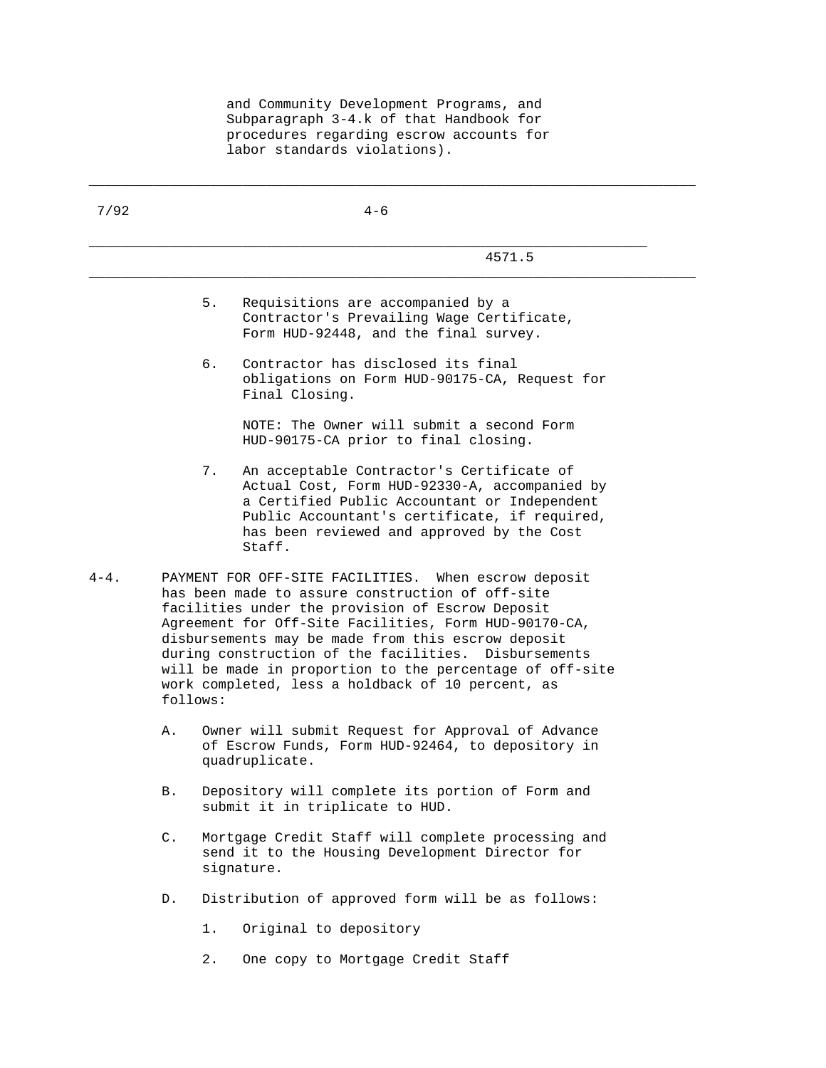and Community Development Programs, and Subparagraph 3-4.k of that Handbook for procedures regarding escrow accounts for labor standards violations).

5. Requisitions are accompanied by a Contractor's Prevailing Wage Certificate, Form HUD-92448, and the final survey.

6. Contractor has disclosed its final obligations on Form HUD-90175-CA, Request for Final Closing.

   NOTE: The Owner will submit a second Form HUD-90175-CA prior to final closing.

7. An acceptable Contractor's Certificate of Actual Cost, Form HUD-92330-A, accompanied by a Certified Public Accountant or Independent Public Accountant's certificate, if required, has been reviewed and approved by the Cost Staff.

4-4. PAYMENT FOR OFF-SITE FACILITIES. When escrow deposit has been made to assure construction of off-site facilities under the provision of Escrow Deposit Agreement for Off-Site Facilities, Form HUD-90170-CA, disbursements may be made from this escrow deposit during construction of the facilities. Disbursements will be made in proportion to the percentage of off-site work completed, less a holdback of 10 percent, as follows:

A. Owner will submit Request for Approval of Advance of Escrow Funds, Form HUD-92464, to depository in quadruplicate.

B. Depository will complete its portion of Form and submit it in triplicate to HUD.

C. Mortgage Credit Staff will complete processing and send it to the Housing Development Director for signature.

D. Distribution of approved form will be as follows:

   1. Original to depository

   2. One copy to Mortgage Credit Staff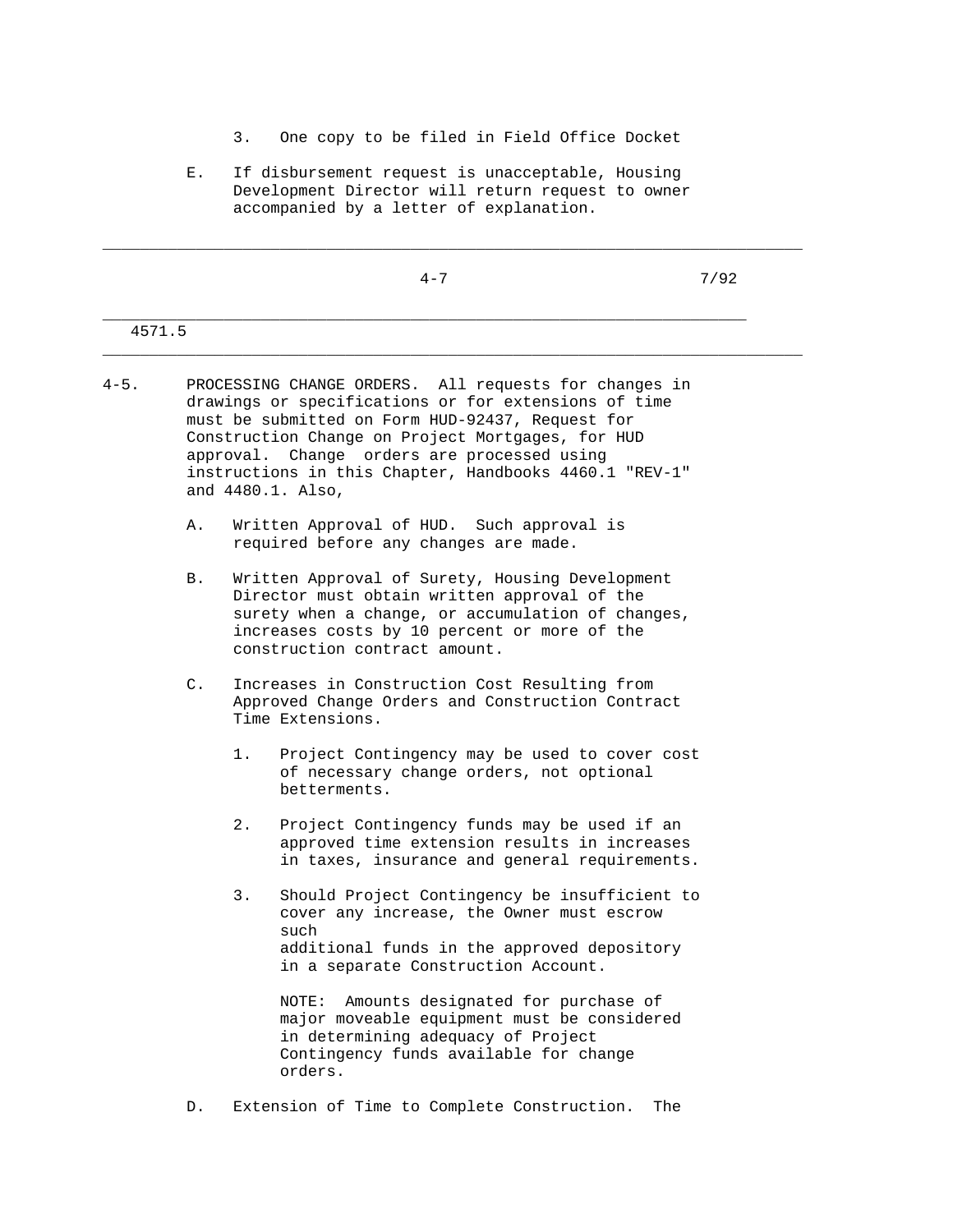3. One copy to be filed in Field Office Docket

E. If disbursement request is unacceptable, Housing Development Director will return request to owner accompanied by a letter of explanation.

4-5. PROCESSING CHANGE ORDERS. All requests for changes in drawings or specifications or for extensions of time must be submitted on Form HUD-92437, Request for Construction Change on Project Mortgages, for HUD approval. Change orders are processed using instructions in this Chapter, Handbooks 4460.1 "REV-1" and 4480.1. Also,

A. Written Approval of HUD. Such approval is required before any changes are made.

B. Written Approval of Surety, Housing Development Director must obtain written approval of the surety when a change, or accumulation of changes, increases costs by 10 percent or more of the construction contract amount.

C. Increases in Construction Cost Resulting from Approved Change Orders and Construction Contract Time Extensions.

1. Project Contingency may be used to cover cost of necessary change orders, not optional betterments.

2. Project Contingency funds may be used if an approved time extension results in increases in taxes, insurance and general requirements.

3. Should Project Contingency be insufficient to cover any increase, the Owner must escrow such additional funds in the approved depository in a separate Construction Account.

NOTE: Amounts designated for purchase of major moveable equipment must be considered in determining adequacy of Project Contingency funds available for change orders.

D. Extension of Time to Complete Construction. The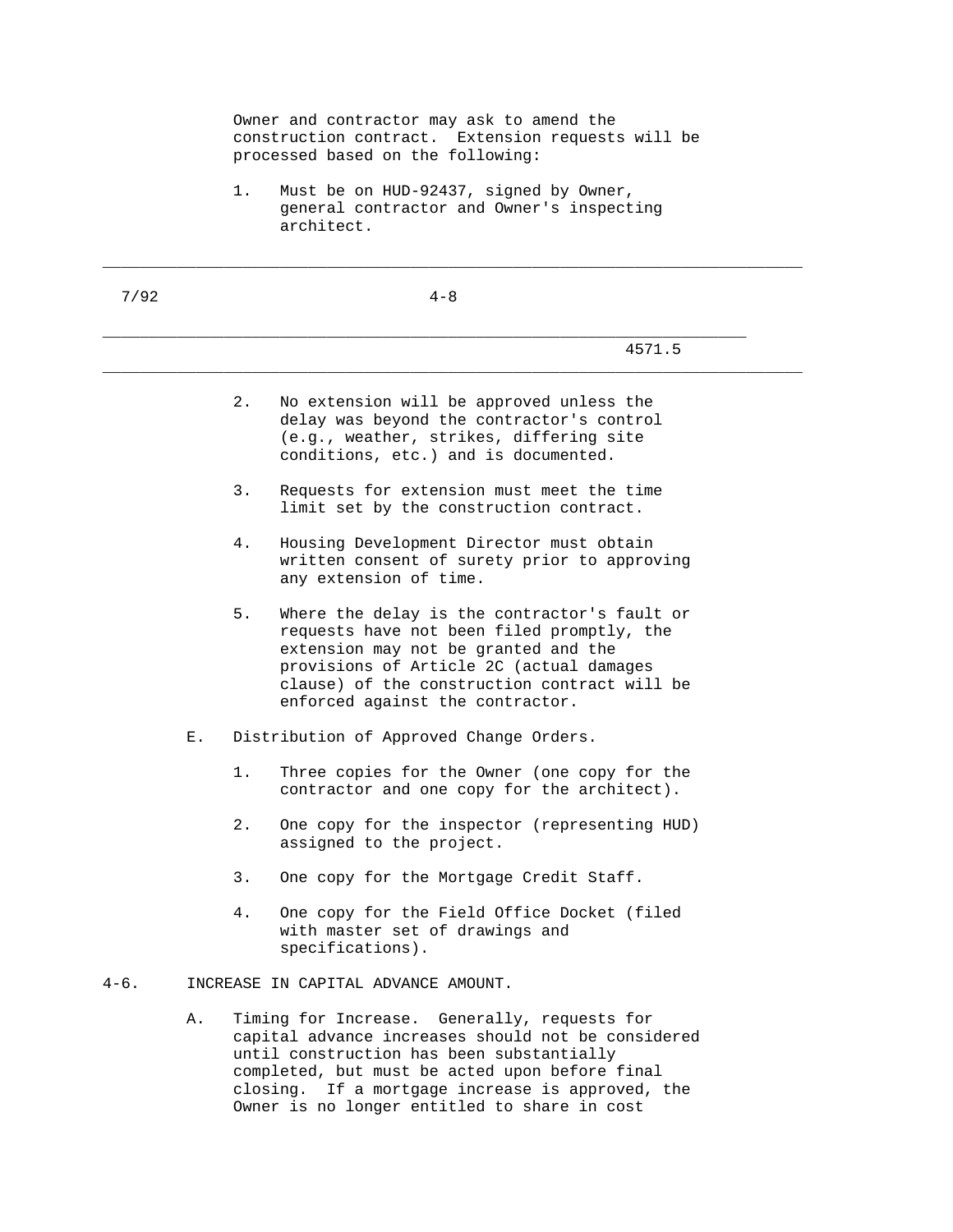Owner and contractor may ask to amend the construction contract. Extension requests will be processed based on the following:

1. Must be on HUD-92437, signed by Owner, general contractor and Owner's inspecting architect.

2. No extension will be approved unless the delay was beyond the contractor's control (e.g., weather, strikes, differing site conditions, etc.) and is documented.

3. Requests for extension must meet the time limit set by the construction contract.

4. Housing Development Director must obtain written consent of surety prior to approving any extension of time.

5. Where the delay is the contractor's fault or requests have not been filed promptly, the extension may not be granted and the provisions of Article 2C (actual damages clause) of the construction contract will be enforced against the contractor.

E. Distribution of Approved Change Orders.

1. Three copies for the Owner (one copy for the contractor and one copy for the architect).

2. One copy for the inspector (representing HUD) assigned to the project.

3. One copy for the Mortgage Credit Staff.

4. One copy for the Field Office Docket (filed with master set of drawings and specifications).

## 4-6. INCREASE IN CAPITAL ADVANCE AMOUNT.

A. Timing for Increase. Generally, requests for capital advance increases should not be considered until construction has been substantially completed, but must be acted upon before final closing. If a mortgage increase is approved, the Owner is no longer entitled to share in cost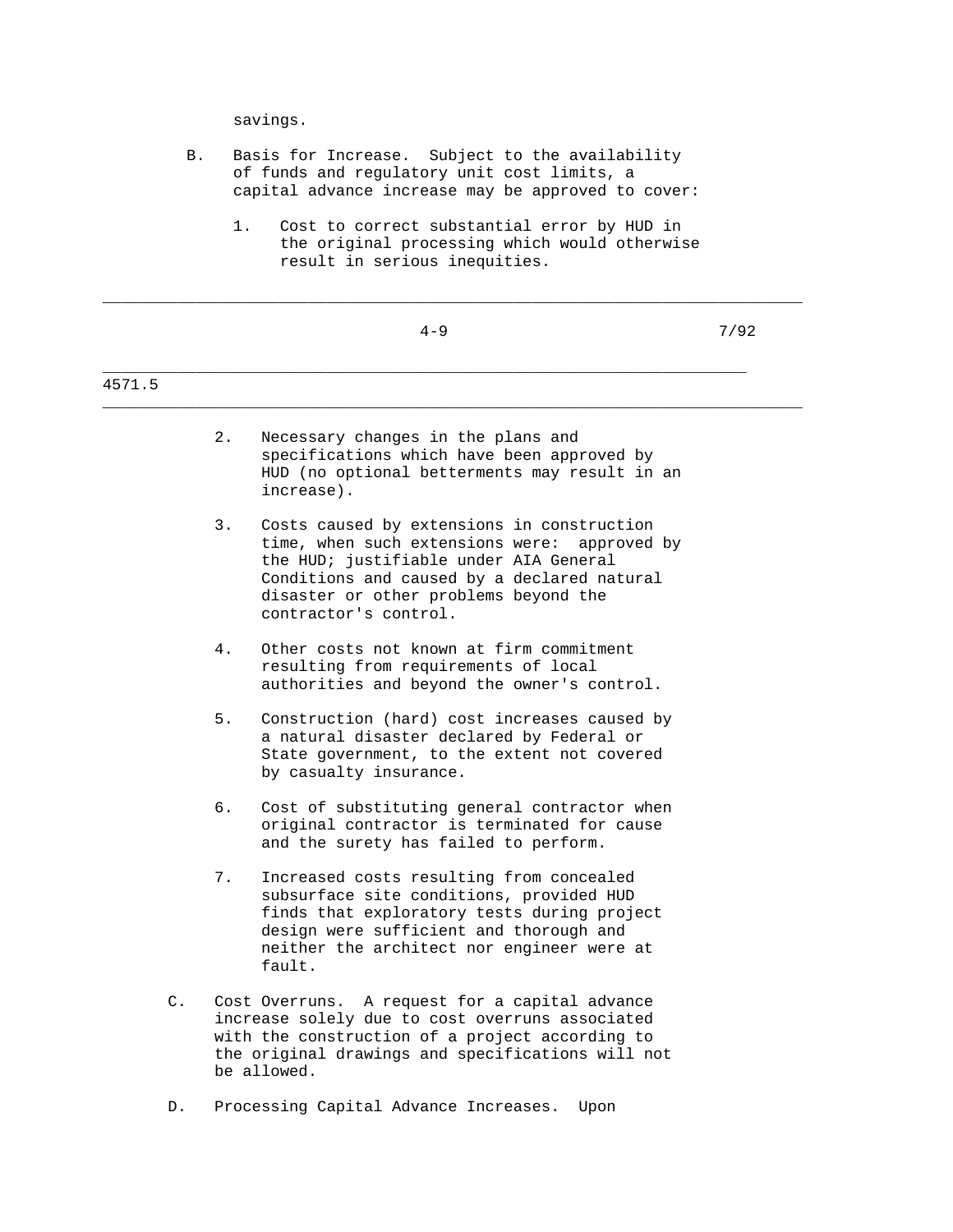savings.

B. Basis for Increase. Subject to the availability of funds and regulatory unit cost limits, a capital advance increase may be approved to cover:

1. Cost to correct substantial error by HUD in the original processing which would otherwise result in serious inequities.

2. Necessary changes in the plans and specifications which have been approved by HUD (no optional betterments may result in an increase).

3. Costs caused by extensions in construction time, when such extensions were: approved by the HUD; justifiable under AIA General Conditions and caused by a declared natural disaster or other problems beyond the contractor's control.

4. Other costs not known at firm commitment resulting from requirements of local authorities and beyond the owner's control.

5. Construction (hard) cost increases caused by a natural disaster declared by Federal or State government, to the extent not covered by casualty insurance.

6. Cost of substituting general contractor when original contractor is terminated for cause and the surety has failed to perform.

7. Increased costs resulting from concealed subsurface site conditions, provided HUD finds that exploratory tests during project design were sufficient and thorough and neither the architect nor engineer were at fault.

C. Cost Overruns. A request for a capital advance increase solely due to cost overruns associated with the construction of a project according to the original drawings and specifications will not be allowed.

D. Processing Capital Advance Increases. Upon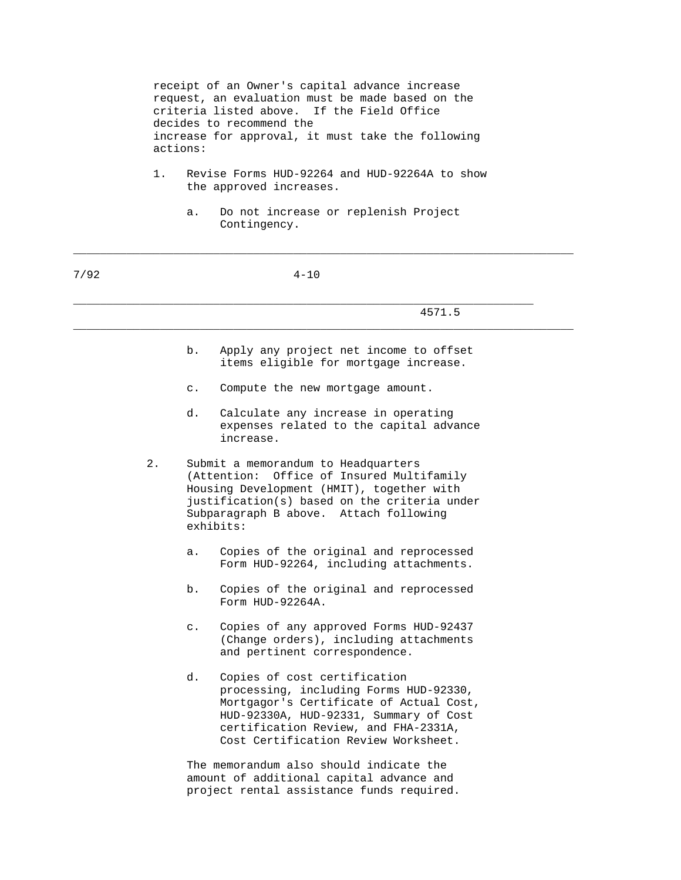receipt of an Owner's capital advance increase request, an evaluation must be made based on the criteria listed above. If the Field Office decides to recommend the increase for approval, it must take the following actions:

1. Revise Forms HUD-92264 and HUD-92264A to show the approved increases.

   a. Do not increase or replenish Project Contingency.

   b. Apply any project net income to offset items eligible for mortgage increase.

   c. Compute the new mortgage amount.

   d. Calculate any increase in operating expenses related to the capital advance increase.

2. Submit a memorandum to Headquarters (Attention: Office of Insured Multifamily Housing Development (HMIT), together with justification(s) based on the criteria under Subparagraph B above. Attach following exhibits:

   a. Copies of the original and reprocessed Form HUD-92264, including attachments.

   b. Copies of the original and reprocessed Form HUD-92264A.

   c. Copies of any approved Forms HUD-92437 (Change orders), including attachments and pertinent correspondence.

   d. Copies of cost certification processing, including Forms HUD-92330, Mortgagor's Certificate of Actual Cost, HUD-92330A, HUD-92331, Summary of Cost certification Review, and FHA-2331A, Cost Certification Review Worksheet.

   The memorandum also should indicate the amount of additional capital advance and project rental assistance funds required.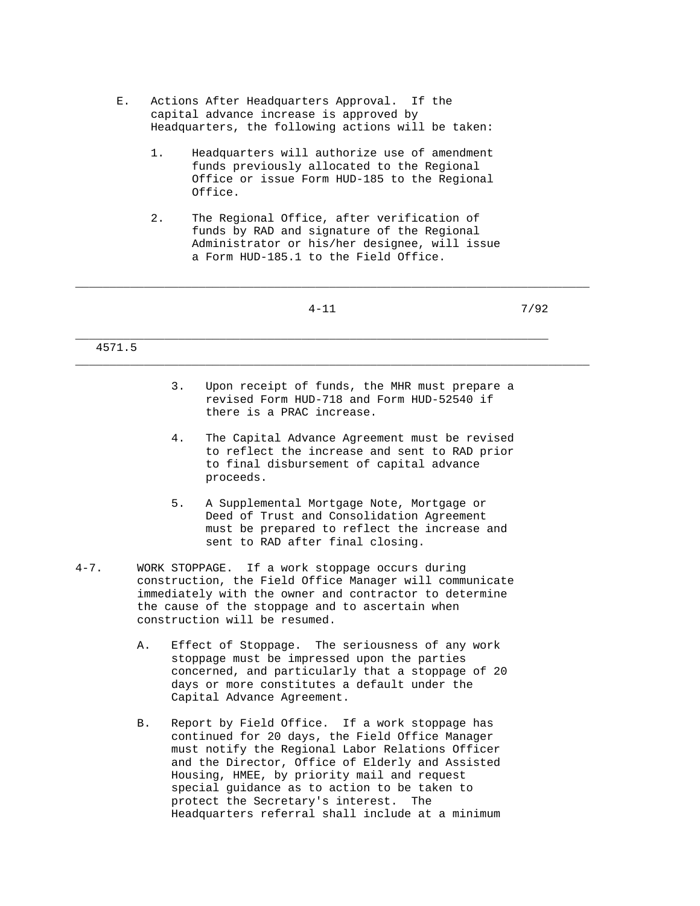E. Actions After Headquarters Approval. If the capital advance increase is approved by Headquarters, the following actions will be taken:

1. Headquarters will authorize use of amendment funds previously allocated to the Regional Office or issue Form HUD-185 to the Regional Office.

2. The Regional Office, after verification of funds by RAD and signature of the Regional Administrator or his/her designee, will issue a Form HUD-185.1 to the Field Office.

3. Upon receipt of funds, the MHR must prepare a revised Form HUD-718 and Form HUD-52540 if there is a PRAC increase.

4. The Capital Advance Agreement must be revised to reflect the increase and sent to RAD prior to final disbursement of capital advance proceeds.

5. A Supplemental Mortgage Note, Mortgage or Deed of Trust and Consolidation Agreement must be prepared to reflect the increase and sent to RAD after final closing.

4-7. WORK STOPPAGE. If a work stoppage occurs during construction, the Field Office Manager will communicate immediately with the owner and contractor to determine the cause of the stoppage and to ascertain when construction will be resumed.

A. Effect of Stoppage. The seriousness of any work stoppage must be impressed upon the parties concerned, and particularly that a stoppage of 20 days or more constitutes a default under the Capital Advance Agreement.

B. Report by Field Office. If a work stoppage has continued for 20 days, the Field Office Manager must notify the Regional Labor Relations Officer and the Director, Office of Elderly and Assisted Housing, HMEE, by priority mail and request special guidance as to action to be taken to protect the Secretary's interest. The Headquarters referral shall include at a minimum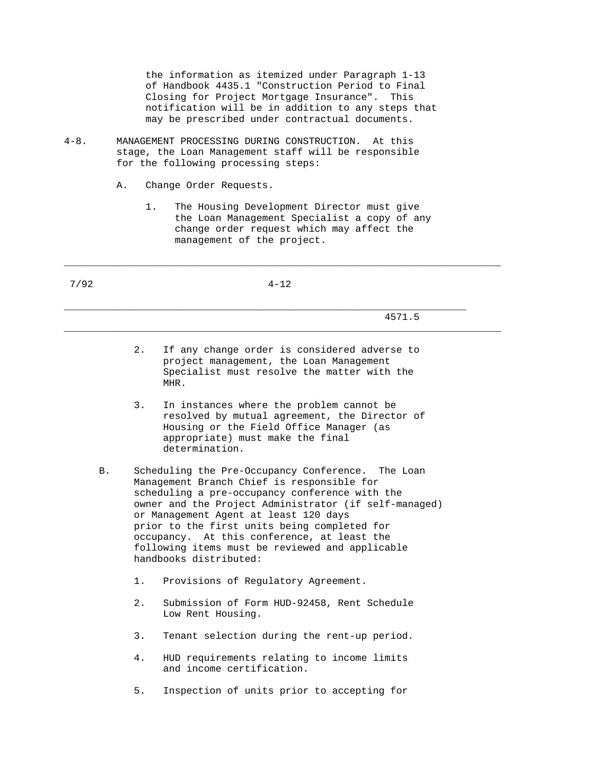the information as itemized under Paragraph 1-13 of Handbook 4435.1 "Construction Period to Final Closing for Project Mortgage Insurance". This notification will be in addition to any steps that may be prescribed under contractual documents.

4-8. MANAGEMENT PROCESSING DURING CONSTRUCTION. At this stage, the Loan Management staff will be responsible for the following processing steps:

A. Change Order Requests.

1. The Housing Development Director must give the Loan Management Specialist a copy of any change order request which may affect the management of the project.

2. If any change order is considered adverse to project management, the Loan Management Specialist must resolve the matter with the MHR.

3. In instances where the problem cannot be resolved by mutual agreement, the Director of Housing or the Field Office Manager (as appropriate) must make the final determination.

B. Scheduling the Pre-Occupancy Conference. The Loan Management Branch Chief is responsible for scheduling a pre-occupancy conference with the owner and the Project Administrator (if self-managed) or Management Agent at least 120 days prior to the first units being completed for occupancy. At this conference, at least the following items must be reviewed and applicable handbooks distributed:

1. Provisions of Regulatory Agreement.

2. Submission of Form HUD-92458, Rent Schedule Low Rent Housing.

3. Tenant selection during the rent-up period.

4. HUD requirements relating to income limits and income certification.

5. Inspection of units prior to accepting for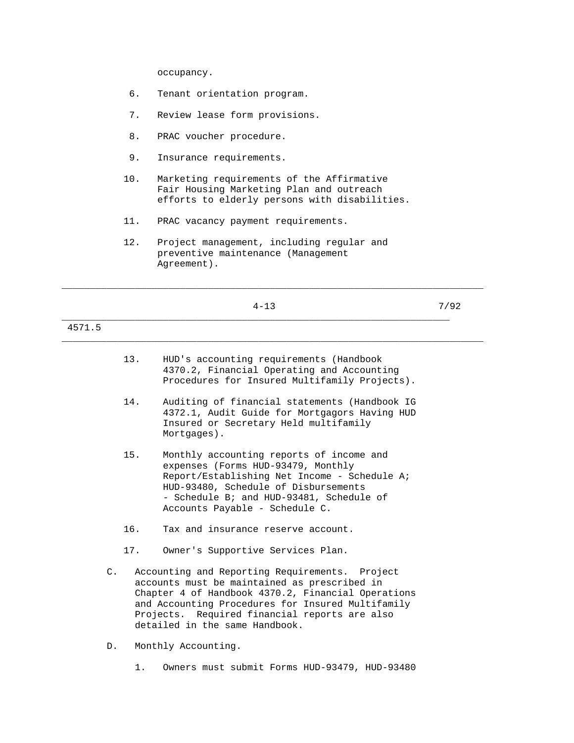occupancy.

6. Tenant orientation program.

7. Review lease form provisions.

8. PRAC voucher procedure.

9. Insurance requirements.

10. Marketing requirements of the Affirmative Fair Housing Marketing Plan and outreach efforts to elderly persons with disabilities.

11. PRAC vacancy payment requirements.

12. Project management, including regular and preventive maintenance (Management Agreement).

13. HUD's accounting requirements (Handbook 4370.2, Financial Operating and Accounting Procedures for Insured Multifamily Projects).

14. Auditing of financial statements (Handbook IG 4372.1, Audit Guide for Mortgagors Having HUD Insured or Secretary Held multifamily Mortgages).

15. Monthly accounting reports of income and expenses (Forms HUD-93479, Monthly Report/Establishing Net Income - Schedule A; HUD-93480, Schedule of Disbursements - Schedule B; and HUD-93481, Schedule of Accounts Payable - Schedule C.

16. Tax and insurance reserve account.

17. Owner's Supportive Services Plan.

C. Accounting and Reporting Requirements. Project accounts must be maintained as prescribed in Chapter 4 of Handbook 4370.2, Financial Operations and Accounting Procedures for Insured Multifamily Projects. Required financial reports are also detailed in the same Handbook.

D. Monthly Accounting.

1. Owners must submit Forms HUD-93479, HUD-93480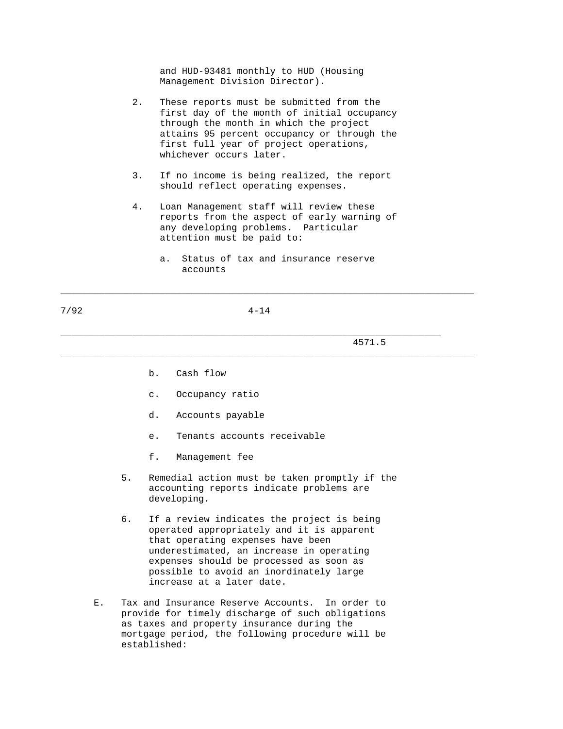and HUD-93481 monthly to HUD (Housing Management Division Director).

2. These reports must be submitted from the first day of the month of initial occupancy through the month in which the project attains 95 percent occupancy or through the first full year of project operations, whichever occurs later.

3. If no income is being realized, the report should reflect operating expenses.

4. Loan Management staff will review these reports from the aspect of early warning of any developing problems. Particular attention must be paid to:

   a. Status of tax and insurance reserve accounts

   b. Cash flow

   c. Occupancy ratio

   d. Accounts payable

   e. Tenants accounts receivable

   f. Management fee

5. Remedial action must be taken promptly if the accounting reports indicate problems are developing.

6. If a review indicates the project is being operated appropriately and it is apparent that operating expenses have been underestimated, an increase in operating expenses should be processed as soon as possible to avoid an inordinately large increase at a later date.

E. Tax and Insurance Reserve Accounts. In order to provide for timely discharge of such obligations as taxes and property insurance during the mortgage period, the following procedure will be established: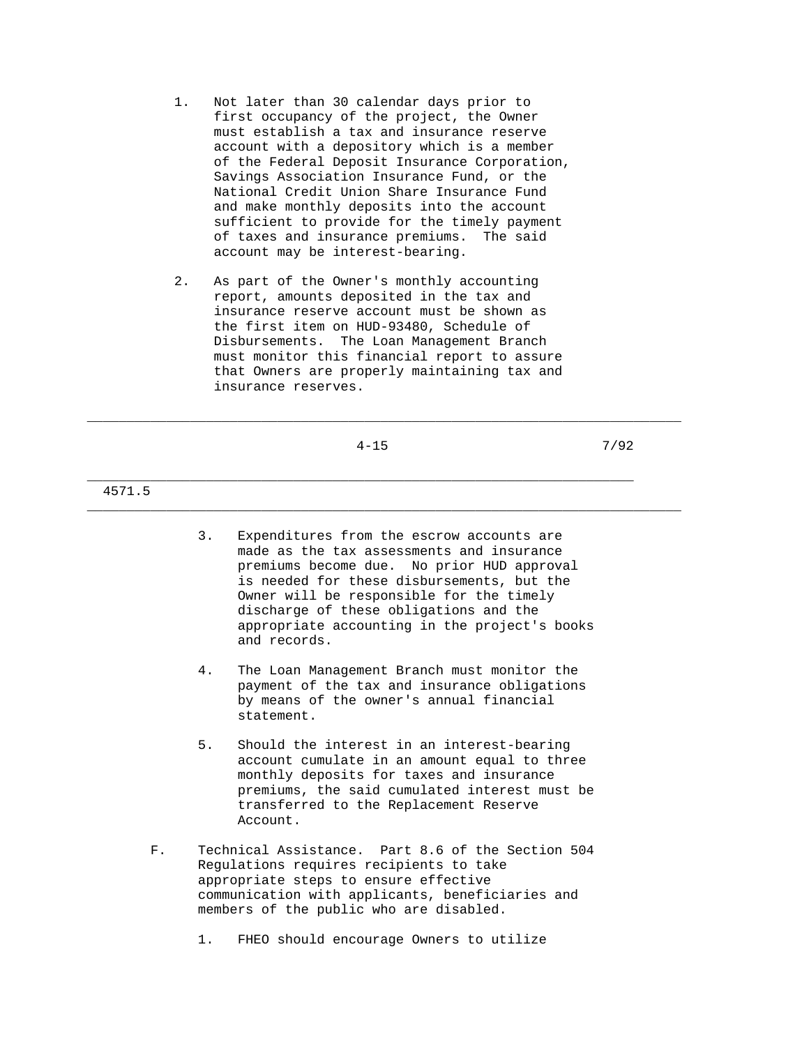1. Not later than 30 calendar days prior to first occupancy of the project, the Owner must establish a tax and insurance reserve account with a depository which is a member of the Federal Deposit Insurance Corporation, Savings Association Insurance Fund, or the National Credit Union Share Insurance Fund and make monthly deposits into the account sufficient to provide for the timely payment of taxes and insurance premiums. The said account may be interest-bearing.

2. As part of the Owner's monthly accounting report, amounts deposited in the tax and insurance reserve account must be shown as the first item on HUD-93480, Schedule of Disbursements. The Loan Management Branch must monitor this financial report to assure that Owners are properly maintaining tax and insurance reserves.

3. Expenditures from the escrow accounts are made as the tax assessments and insurance premiums become due. No prior HUD approval is needed for these disbursements, but the Owner will be responsible for the timely discharge of these obligations and the appropriate accounting in the project's books and records.

4. The Loan Management Branch must monitor the payment of the tax and insurance obligations by means of the owner's annual financial statement.

5. Should the interest in an interest-bearing account cumulate in an amount equal to three monthly deposits for taxes and insurance premiums, the said cumulated interest must be transferred to the Replacement Reserve Account.

F. Technical Assistance. Part 8.6 of the Section 504 Regulations requires recipients to take appropriate steps to ensure effective communication with applicants, beneficiaries and members of the public who are disabled.

   1. FHEO should encourage Owners to utilize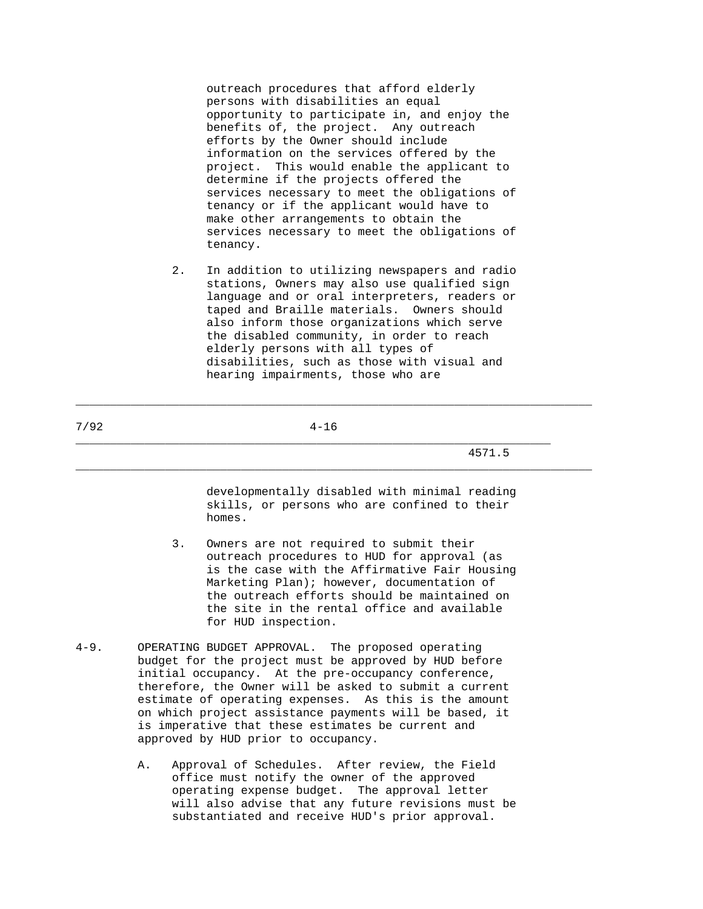outreach procedures that afford elderly persons with disabilities an equal opportunity to participate in, and enjoy the benefits of, the project. Any outreach efforts by the Owner should include information on the services offered by the project. This would enable the applicant to determine if the projects offered the services necessary to meet the obligations of tenancy or if the applicant would have to make other arrangements to obtain the services necessary to meet the obligations of tenancy.

2. In addition to utilizing newspapers and radio stations, Owners may also use qualified sign language and or oral interpreters, readers or taped and Braille materials. Owners should also inform those organizations which serve the disabled community, in order to reach elderly persons with all types of disabilities, such as those with visual and hearing impairments, those who are developmentally disabled with minimal reading skills, or persons who are confined to their homes.

3. Owners are not required to submit their outreach procedures to HUD for approval (as is the case with the Affirmative Fair Housing Marketing Plan); however, documentation of the outreach efforts should be maintained on the site in the rental office and available for HUD inspection.

4-9. OPERATING BUDGET APPROVAL. The proposed operating budget for the project must be approved by HUD before initial occupancy. At the pre-occupancy conference, therefore, the Owner will be asked to submit a current estimate of operating expenses. As this is the amount on which project assistance payments will be based, it is imperative that these estimates be current and approved by HUD prior to occupancy.

A. Approval of Schedules. After review, the Field office must notify the owner of the approved operating expense budget. The approval letter will also advise that any future revisions must be substantiated and receive HUD's prior approval.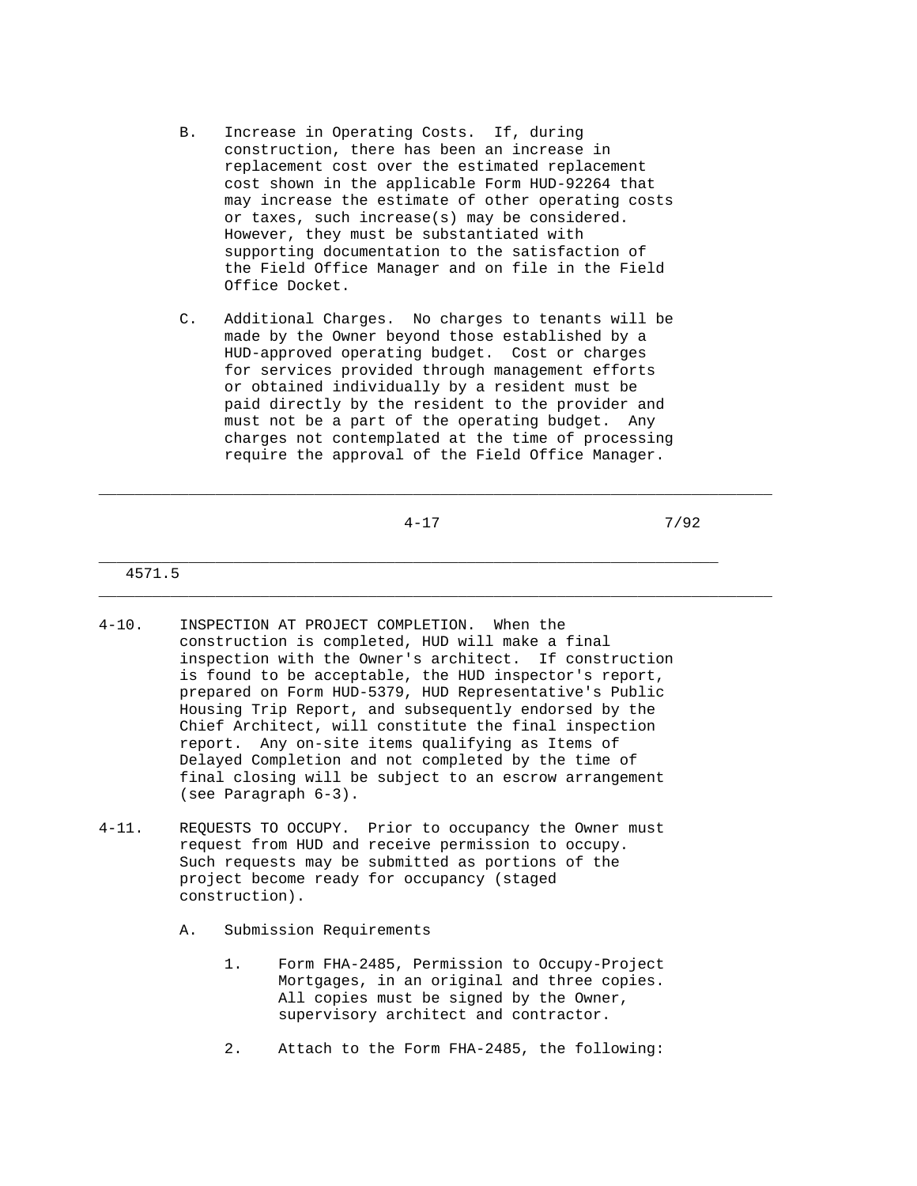B. Increase in Operating Costs. If, during construction, there has been an increase in replacement cost over the estimated replacement cost shown in the applicable Form HUD-92264 that may increase the estimate of other operating costs or taxes, such increase(s) may be considered. However, they must be substantiated with supporting documentation to the satisfaction of the Field Office Manager and on file in the Field Office Docket.

C. Additional Charges. No charges to tenants will be made by the Owner beyond those established by a HUD-approved operating budget. Cost or charges for services provided through management efforts or obtained individually by a resident must be paid directly by the resident to the provider and must not be a part of the operating budget. Any charges not contemplated at the time of processing require the approval of the Field Office Manager.

4-10. INSPECTION AT PROJECT COMPLETION. When the construction is completed, HUD will make a final inspection with the Owner's architect. If construction is found to be acceptable, the HUD inspector's report, prepared on Form HUD-5379, HUD Representative's Public Housing Trip Report, and subsequently endorsed by the Chief Architect, will constitute the final inspection report. Any on-site items qualifying as Items of Delayed Completion and not completed by the time of final closing will be subject to an escrow arrangement (see Paragraph 6-3).

4-11. REQUESTS TO OCCUPY. Prior to occupancy the Owner must request from HUD and receive permission to occupy. Such requests may be submitted as portions of the project become ready for occupancy (staged construction).

A. Submission Requirements

1. Form FHA-2485, Permission to Occupy-Project Mortgages, in an original and three copies. All copies must be signed by the Owner, supervisory architect and contractor.

2. Attach to the Form FHA-2485, the following: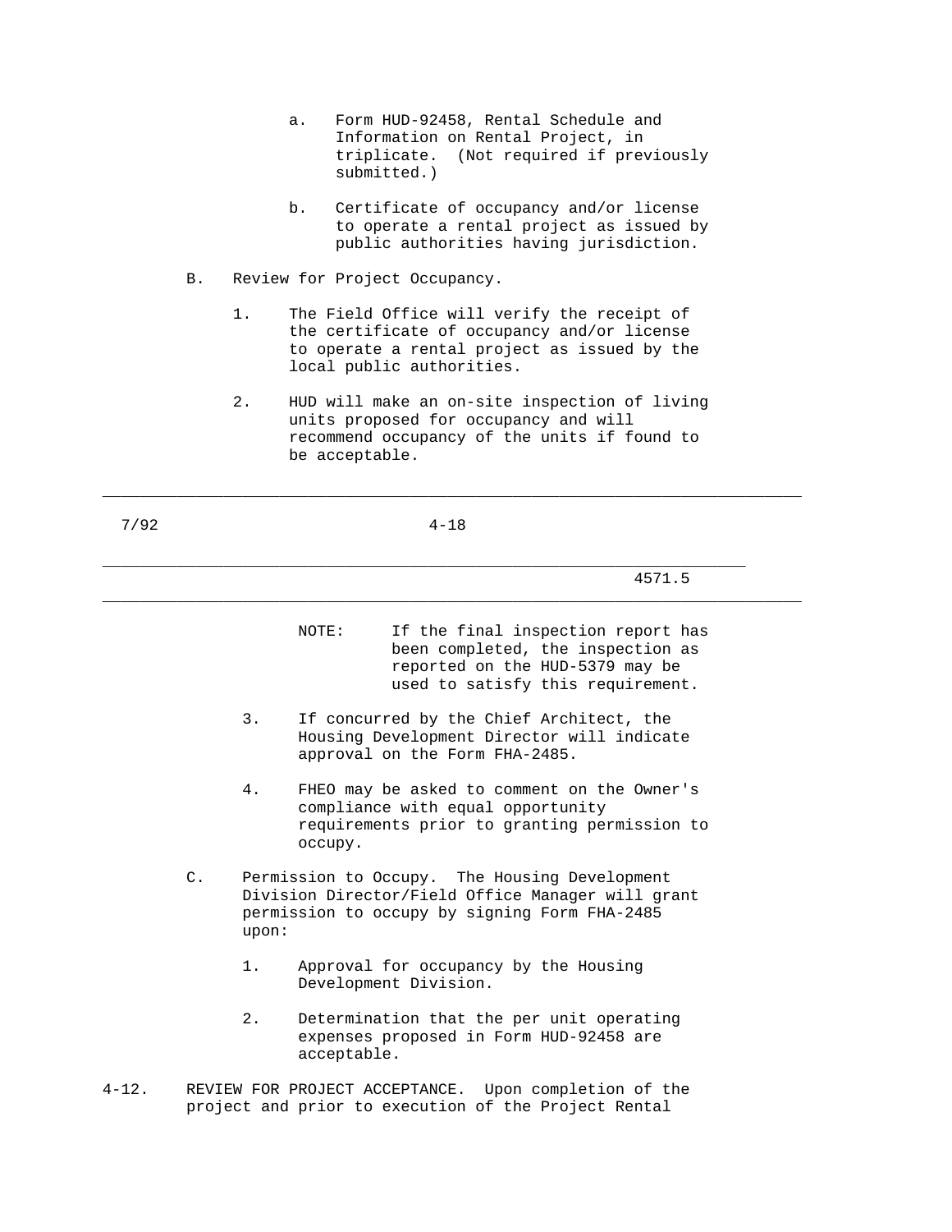a. Form HUD-92458, Rental Schedule and Information on Rental Project, in triplicate. (Not required if previously submitted.)

b. Certificate of occupancy and/or license to operate a rental project as issued by public authorities having jurisdiction.

B. Review for Project Occupancy.

1. The Field Office will verify the receipt of the certificate of occupancy and/or license to operate a rental project as issued by the local public authorities.

2. HUD will make an on-site inspection of living units proposed for occupancy and will recommend occupancy of the units if found to be acceptable.

NOTE: If the final inspection report has been completed, the inspection as reported on the HUD-5379 may be used to satisfy this requirement.

3. If concurred by the Chief Architect, the Housing Development Director will indicate approval on the Form FHA-2485.

4. FHEO may be asked to comment on the Owner's compliance with equal opportunity requirements prior to granting permission to occupy.

C. Permission to Occupy. The Housing Development Division Director/Field Office Manager will grant permission to occupy by signing Form FHA-2485 upon:

1. Approval for occupancy by the Housing Development Division.

2. Determination that the per unit operating expenses proposed in Form HUD-92458 are acceptable.

4-12. REVIEW FOR PROJECT ACCEPTANCE. Upon completion of the project and prior to execution of the Project Rental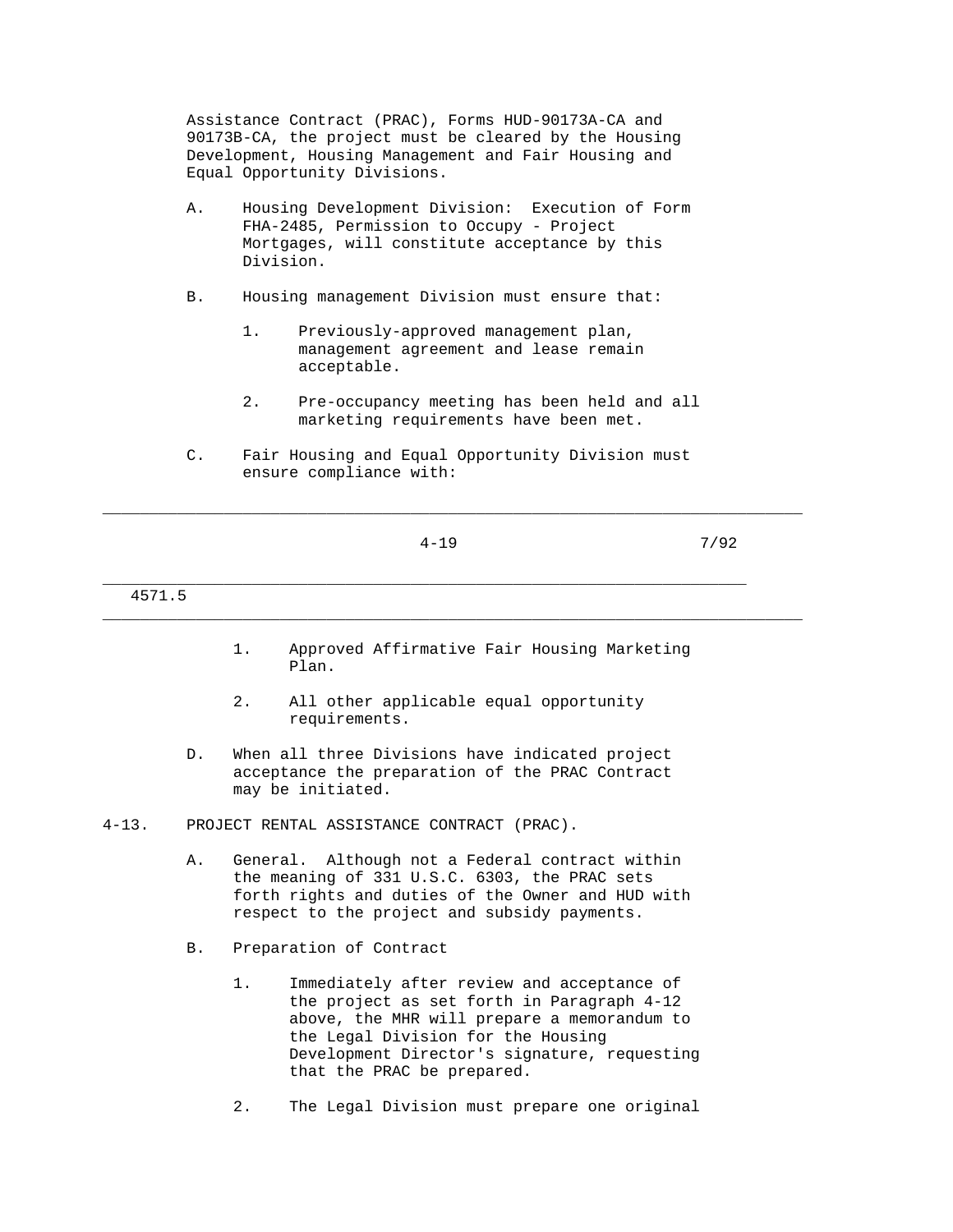Assistance Contract (PRAC), Forms HUD-90173A-CA and 90173B-CA, the project must be cleared by the Housing Development, Housing Management and Fair Housing and Equal Opportunity Divisions.

A. Housing Development Division: Execution of Form FHA-2485, Permission to Occupy - Project Mortgages, will constitute acceptance by this Division.

B. Housing management Division must ensure that:

1. Previously-approved management plan, management agreement and lease remain acceptable.

2. Pre-occupancy meeting has been held and all marketing requirements have been met.

C. Fair Housing and Equal Opportunity Division must ensure compliance with:

1. Approved Affirmative Fair Housing Marketing Plan.

2. All other applicable equal opportunity requirements.

D. When all three Divisions have indicated project acceptance the preparation of the PRAC Contract may be initiated.

4-13. PROJECT RENTAL ASSISTANCE CONTRACT (PRAC).

A. General. Although not a Federal contract within the meaning of 331 U.S.C. 6303, the PRAC sets forth rights and duties of the Owner and HUD with respect to the project and subsidy payments.

B. Preparation of Contract

1. Immediately after review and acceptance of the project as set forth in Paragraph 4-12 above, the MHR will prepare a memorandum to the Legal Division for the Housing Development Director's signature, requesting that the PRAC be prepared.

2. The Legal Division must prepare one original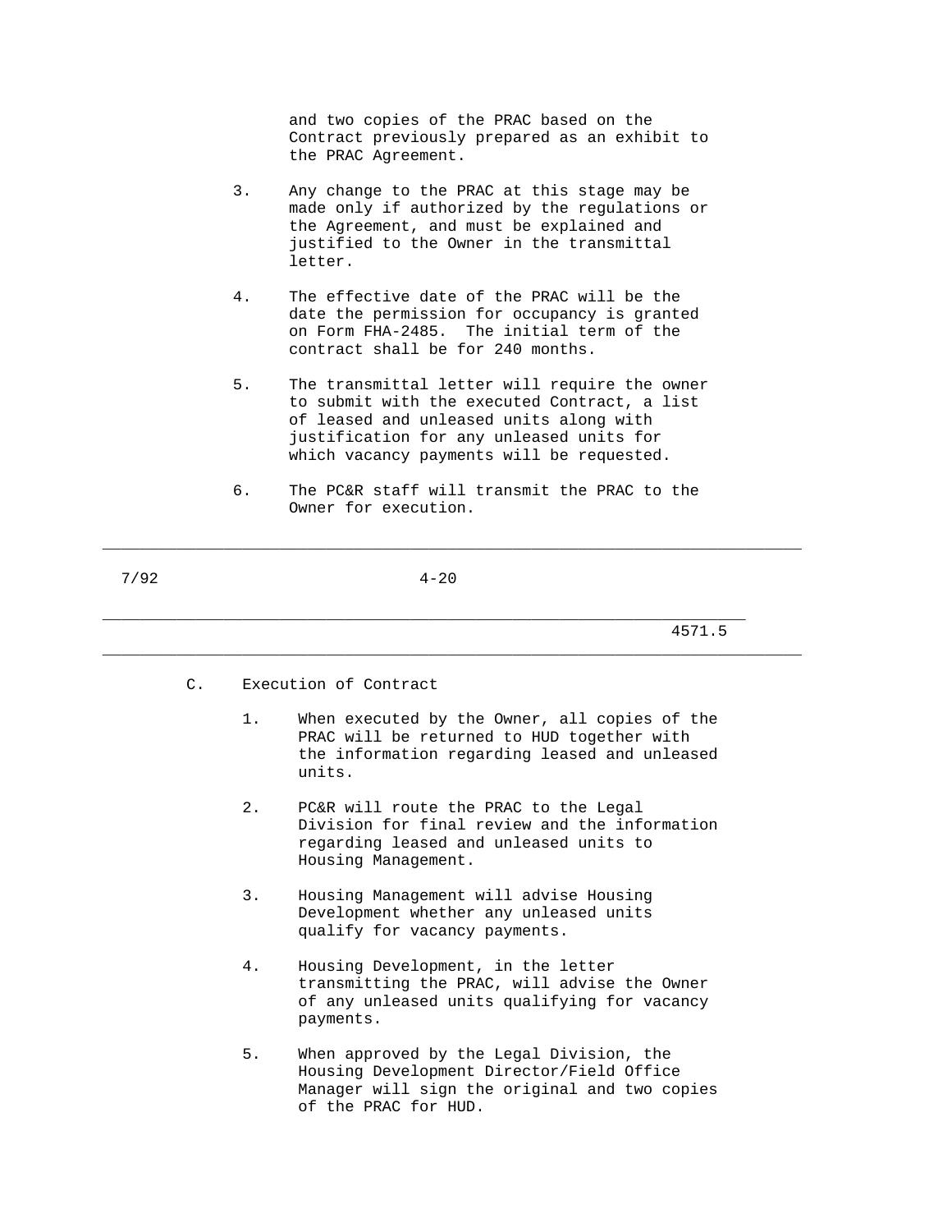and two copies of the PRAC based on the Contract previously prepared as an exhibit to the PRAC Agreement.

3. Any change to the PRAC at this stage may be made only if authorized by the regulations or the Agreement, and must be explained and justified to the Owner in the transmittal letter.

4. The effective date of the PRAC will be the date the permission for occupancy is granted on Form FHA-2485. The initial term of the contract shall be for 240 months.

5. The transmittal letter will require the owner to submit with the executed Contract, a list of leased and unleased units along with justification for any unleased units for which vacancy payments will be requested.

6. The PC&R staff will transmit the PRAC to the Owner for execution.

C. Execution of Contract

1. When executed by the Owner, all copies of the PRAC will be returned to HUD together with the information regarding leased and unleased units.

2. PC&R will route the PRAC to the Legal Division for final review and the information regarding leased and unleased units to Housing Management.

3. Housing Management will advise Housing Development whether any unleased units qualify for vacancy payments.

4. Housing Development, in the letter transmitting the PRAC, will advise the Owner of any unleased units qualifying for vacancy payments.

5. When approved by the Legal Division, the Housing Development Director/Field Office Manager will sign the original and two copies of the PRAC for HUD.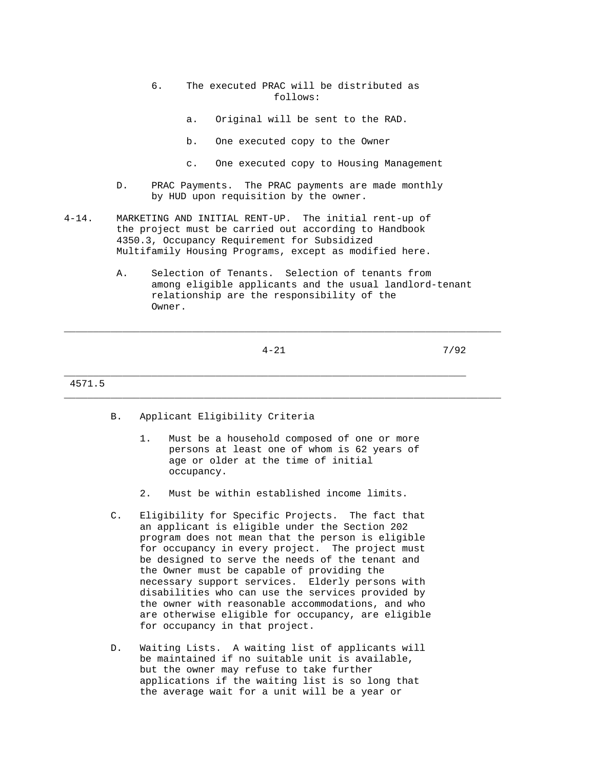6. The executed PRAC will be distributed as follows:

   a. Original will be sent to the RAD.

   b. One executed copy to the Owner

   c. One executed copy to Housing Management

D. PRAC Payments. The PRAC payments are made monthly by HUD upon requisition by the owner.

4-14. MARKETING AND INITIAL RENT-UP. The initial rent-up of the project must be carried out according to Handbook 4350.3, Occupancy Requirement for Subsidized Multifamily Housing Programs, except as modified here.

A. Selection of Tenants. Selection of tenants from among eligible applicants and the usual landlord-tenant relationship are the responsibility of the Owner.

B. Applicant Eligibility Criteria

1. Must be a household composed of one or more persons at least one of whom is 62 years of age or older at the time of initial occupancy.

2. Must be within established income limits.

C. Eligibility for Specific Projects. The fact that an applicant is eligible under the Section 202 program does not mean that the person is eligible for occupancy in every project. The project must be designed to serve the needs of the tenant and the Owner must be capable of providing the necessary support services. Elderly persons with disabilities who can use the services provided by the owner with reasonable accommodations, and who are otherwise eligible for occupancy, are eligible for occupancy in that project.

D. Waiting Lists. A waiting list of applicants will be maintained if no suitable unit is available, but the owner may refuse to take further applications if the waiting list is so long that the average wait for a unit will be a year or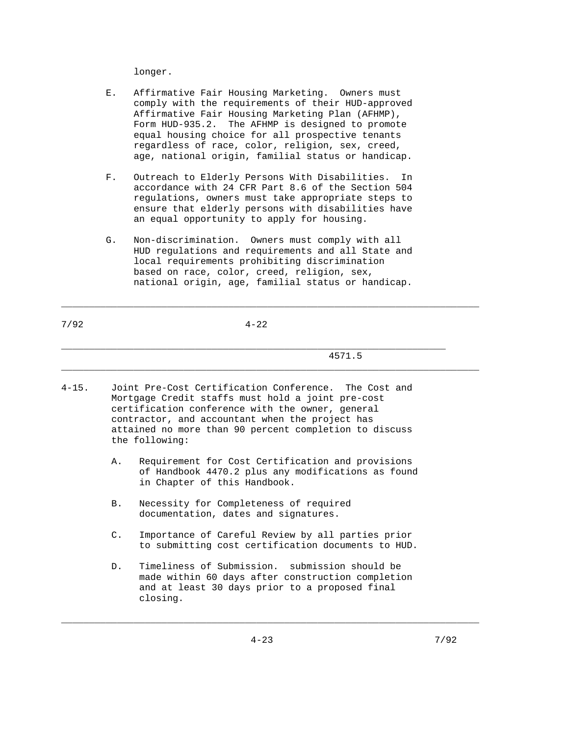longer.

E. Affirmative Fair Housing Marketing. Owners must comply with the requirements of their HUD-approved Affirmative Fair Housing Marketing Plan (AFHMP), Form HUD-935.2. The AFHMP is designed to promote equal housing choice for all prospective tenants regardless of race, color, religion, sex, creed, age, national origin, familial status or handicap.

F. Outreach to Elderly Persons With Disabilities. In accordance with 24 CFR Part 8.6 of the Section 504 regulations, owners must take appropriate steps to ensure that elderly persons with disabilities have an equal opportunity to apply for housing.

G. Non-discrimination. Owners must comply with all HUD regulations and requirements and all State and local requirements prohibiting discrimination based on race, color, creed, religion, sex, national origin, age, familial status or handicap.

4-15. Joint Pre-Cost Certification Conference. The Cost and Mortgage Credit staffs must hold a joint pre-cost certification conference with the owner, general contractor, and accountant when the project has attained no more than 90 percent completion to discuss the following:

A. Requirement for Cost Certification and provisions of Handbook 4470.2 plus any modifications as found in Chapter of this Handbook.

B. Necessity for Completeness of required documentation, dates and signatures.

C. Importance of Careful Review by all parties prior to submitting cost certification documents to HUD.

D. Timeliness of Submission. submission should be made within 60 days after construction completion and at least 30 days prior to a proposed final closing.